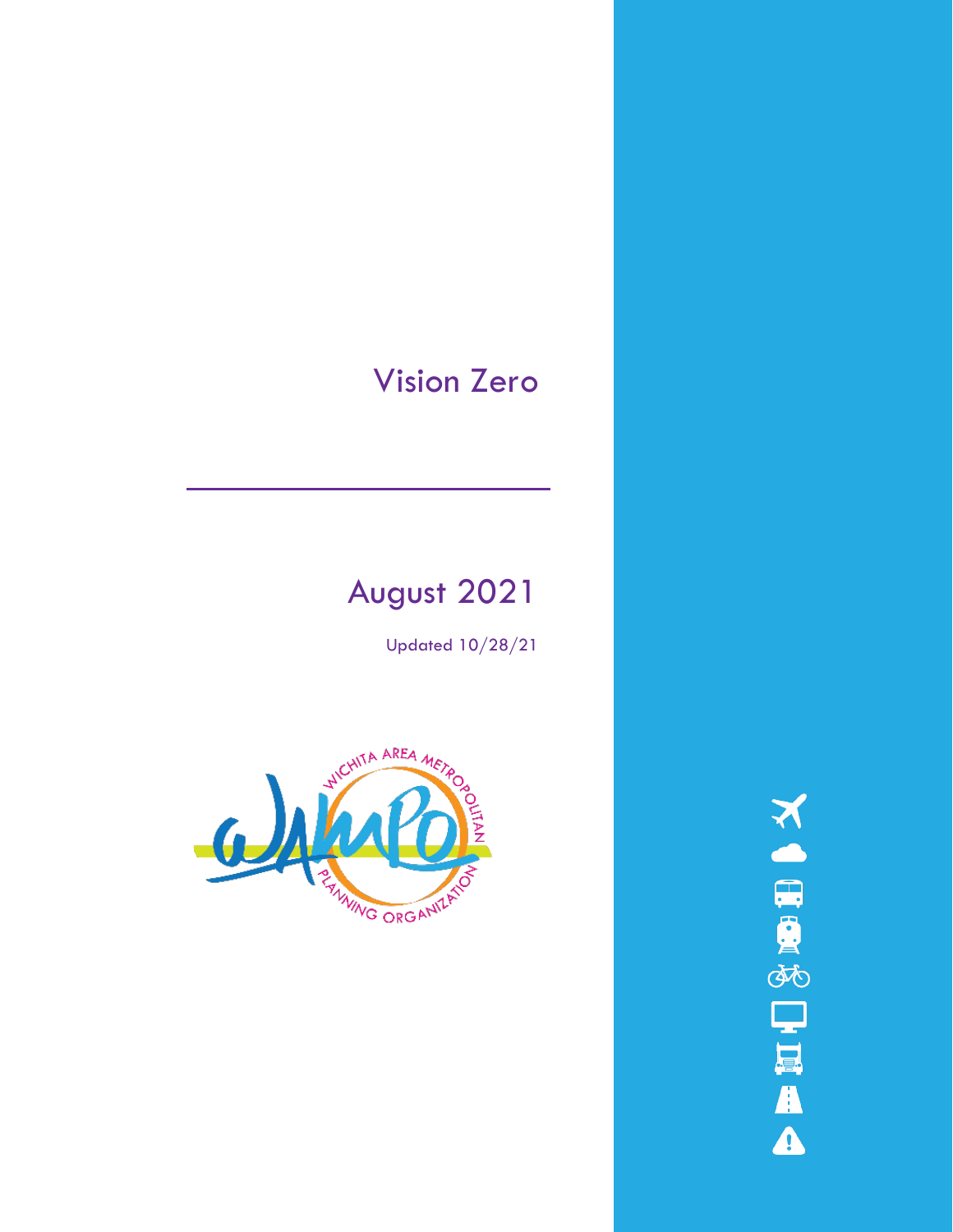# Vision Zero

## August 2021

Updated 10/28/21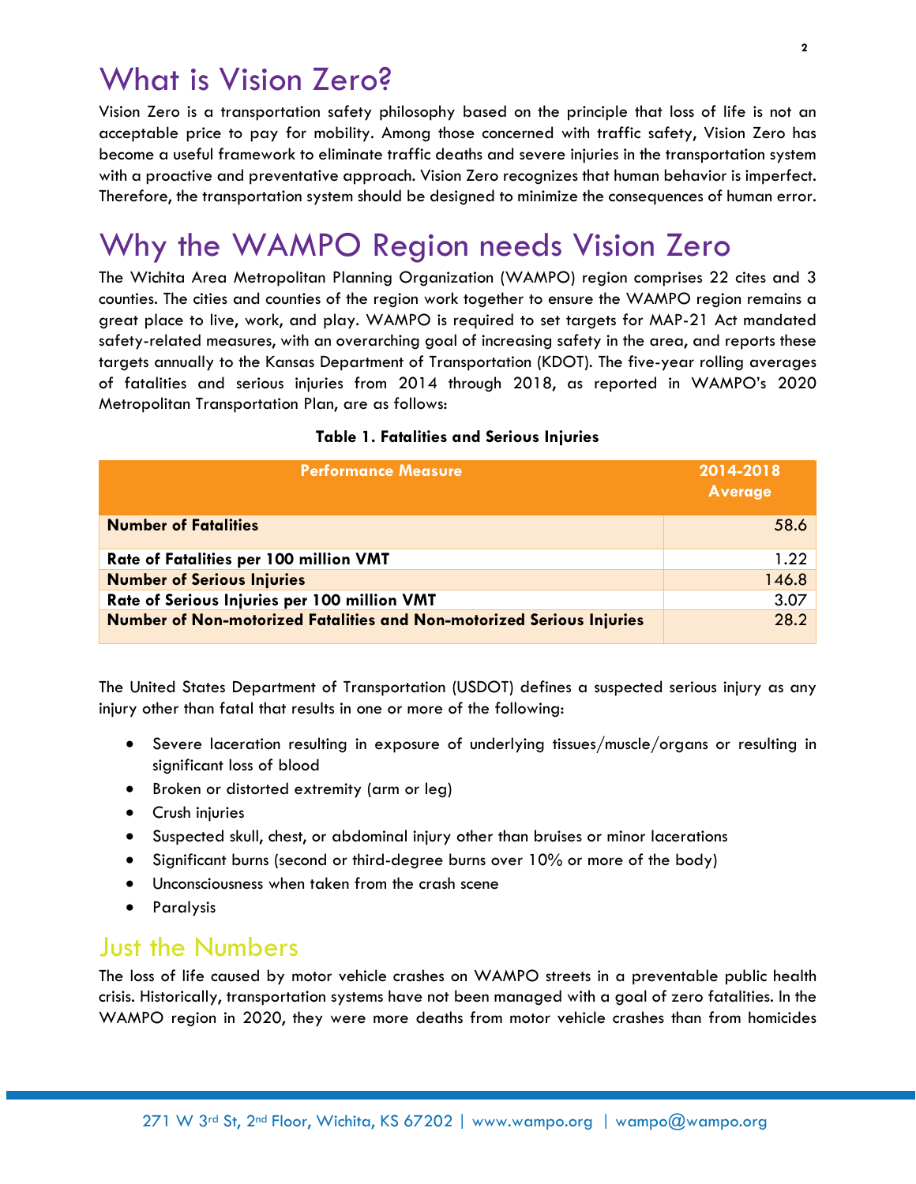# What is Vision Zero?

Vision Zero is a transportation safety philosophy based on the principle that loss of life is not an acceptable price to pay for mobility. Among those concerned with traffic safety, Vision Zero has become a useful framework to eliminate traffic deaths and severe injuries in the transportation system with a proactive and preventative approach. Vision Zero recognizes that human behavior is imperfect. Therefore, the transportation system should be designed to minimize the consequences of human error.

# Why the WAMPO Region needs Vision Zero

The Wichita Area Metropolitan Planning Organization (WAMPO) region comprises 22 cites and 3 counties. The cities and counties of the region work together to ensure the WAMPO region remains a great place to live, work, and play. WAMPO is required to set targets for MAP-21 Act mandated safety-related measures, with an overarching goal of increasing safety in the area, and reports these targets annually to the Kansas Department of Transportation (KDOT). The five-year rolling averages of fatalities and serious injuries from 2014 through 2018, as reported in WAMPO's 2020 Metropolitan Transportation Plan, are as follows:

**Table 1. Fatalities and Serious Injuries**

| Performance Measure | 2014-2018 Average |
|---|---|
| **Number of Fatalities** | 58.6 |
| **Rate of Fatalities per 100 million VMT** | 1.22 |
| **Number of Serious Injuries** | 146.8 |
| **Rate of Serious Injuries per 100 million VMT** | 3.07 |
| **Number of Non-motorized Fatalities and Non-motorized Serious Injuries** | 28.2 |

The United States Department of Transportation (USDOT) defines a suspected serious injury as any injury other than fatal that results in one or more of the following:

- Severe laceration resulting in exposure of underlying tissues/muscle/organs or resulting in significant loss of blood
- Broken or distorted extremity (arm or leg)
- Crush injuries
- Suspected skull, chest, or abdominal injury other than bruises or minor lacerations
- Significant burns (second or third-degree burns over 10% or more of the body)
- Unconsciousness when taken from the crash scene
- Paralysis

## Just the Numbers

The loss of life caused by motor vehicle crashes on WAMPO streets in a preventable public health crisis. Historically, transportation systems have not been managed with a goal of zero fatalities. In the WAMPO region in 2020, they were more deaths from motor vehicle crashes than from homicides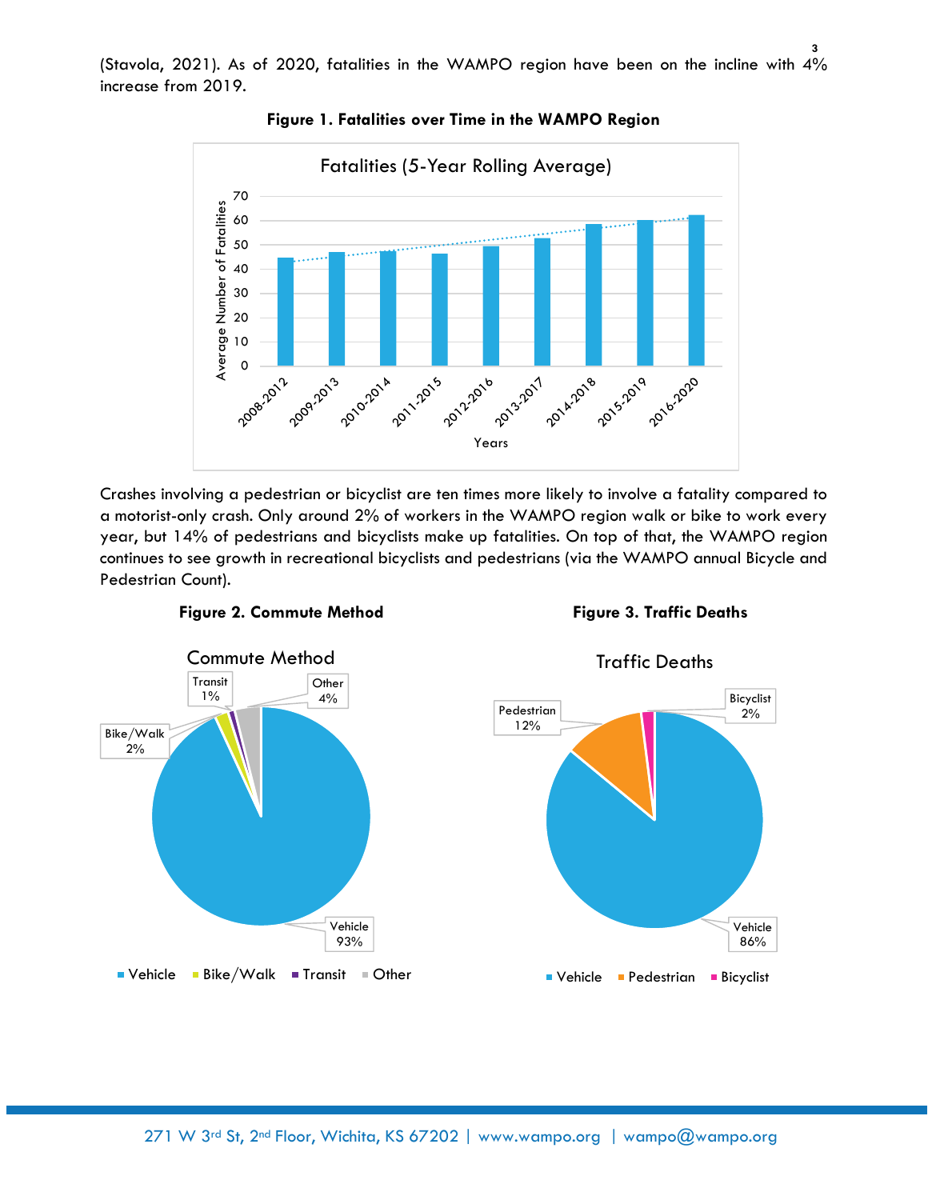(Stavola, 2021). As of 2020, fatalities in the WAMPO region have been on the incline with 4% increase from 2019.

**Figure 1. Fatalities over Time in the WAMPO Region**

Crashes involving a pedestrian or bicyclist are ten times more likely to involve a fatality compared to a motorist-only crash. Only around 2% of workers in the WAMPO region walk or bike to work every year, but 14% of pedestrians and bicyclists make up fatalities. On top of that, the WAMPO region continues to see growth in recreational bicyclists and pedestrians (via the WAMPO annual Bicycle and Pedestrian Count).

**Figure 2. Commute Method**

**Figure 3. Traffic Deaths**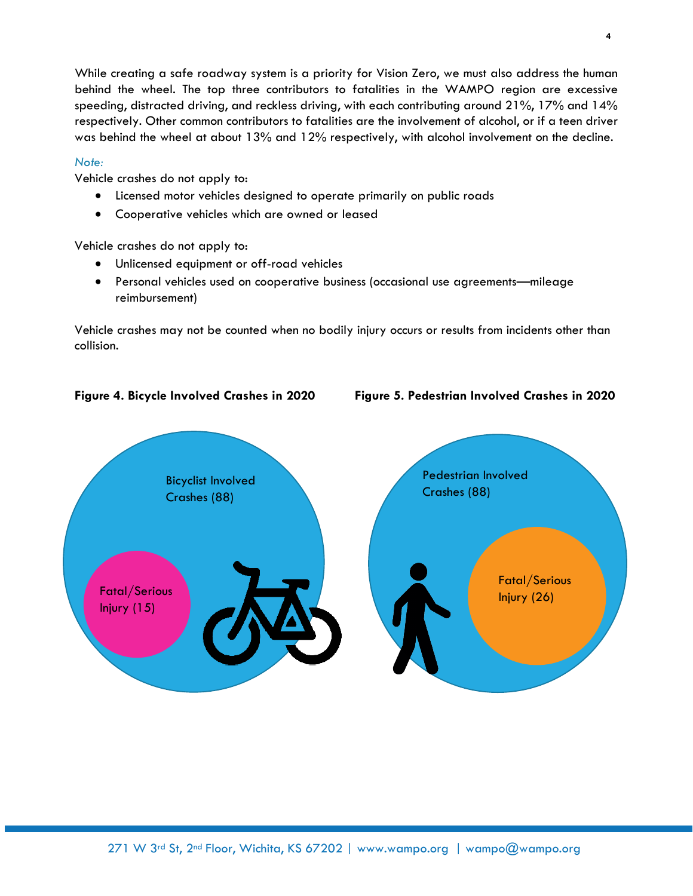While creating a safe roadway system is a priority for Vision Zero, we must also address the human behind the wheel. The top three contributors to fatalities in the WAMPO region are excessive speeding, distracted driving, and reckless driving, with each contributing around 21%, 17% and 14% respectively. Other common contributors to fatalities are the involvement of alcohol, or if a teen driver was behind the wheel at about 13% and 12% respectively, with alcohol involvement on the decline.

*Note:*

Vehicle crashes do not apply to:

- Licensed motor vehicles designed to operate primarily on public roads
- Cooperative vehicles which are owned or leased

Vehicle crashes do not apply to:

- Unlicensed equipment or off-road vehicles
- Personal vehicles used on cooperative business (occasional use agreements—mileage reimbursement)

Vehicle crashes may not be counted when no bodily injury occurs or results from incidents other than collision.

**Figure 4. Bicycle Involved Crashes in 2020**

Bicyclist Involved Crashes (88)

Fatal/Serious Injury (15)

**Figure 5. Pedestrian Involved Crashes in 2020**

Pedestrian Involved Crashes (88)

Fatal/Serious Injury (26)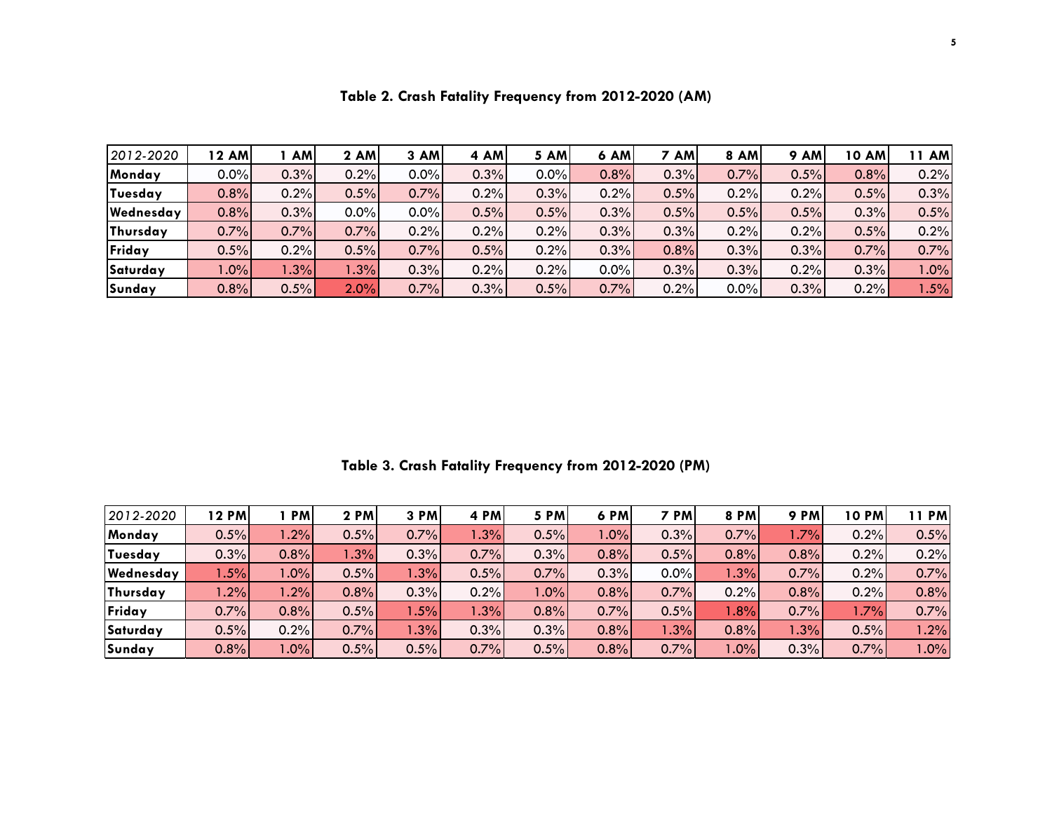**Table 2. Crash Fatality Frequency from 2012-2020 (AM)**

| *2012-2020* | 12 AM | 1 AM | 2 AM | 3 AM | 4 AM | 5 AM | 6 AM | 7 AM | 8 AM | 9 AM | 10 AM | 11 AM |
|---|---|---|---|---|---|---|---|---|---|---|---|---|
| **Monday** | 0.0% | 0.3% | 0.2% | 0.0% | 0.3% | 0.0% | 0.8% | 0.3% | 0.7% | 0.5% | 0.8% | 0.2% |
| **Tuesday** | 0.8% | 0.2% | 0.5% | 0.7% | 0.2% | 0.3% | 0.2% | 0.5% | 0.2% | 0.2% | 0.5% | 0.3% |
| **Wednesday** | 0.8% | 0.3% | 0.0% | 0.0% | 0.5% | 0.5% | 0.3% | 0.5% | 0.5% | 0.5% | 0.3% | 0.5% |
| **Thursday** | 0.7% | 0.7% | 0.7% | 0.2% | 0.2% | 0.2% | 0.3% | 0.3% | 0.2% | 0.2% | 0.5% | 0.2% |
| **Friday** | 0.5% | 0.2% | 0.5% | 0.7% | 0.5% | 0.2% | 0.3% | 0.8% | 0.3% | 0.3% | 0.7% | 0.7% |
| **Saturday** | 1.0% | 1.3% | 1.3% | 0.3% | 0.2% | 0.2% | 0.0% | 0.3% | 0.3% | 0.2% | 0.3% | 1.0% |
| **Sunday** | 0.8% | 0.5% | 2.0% | 0.7% | 0.3% | 0.5% | 0.7% | 0.2% | 0.0% | 0.3% | 0.2% | 1.5% |

**Table 3. Crash Fatality Frequency from 2012-2020 (PM)**

| *2012-2020* | 12 PM | 1 PM | 2 PM | 3 PM | 4 PM | 5 PM | 6 PM | 7 PM | 8 PM | 9 PM | 10 PM | 11 PM |
|---|---|---|---|---|---|---|---|---|---|---|---|---|
| **Monday** | 0.5% | 1.2% | 0.5% | 0.7% | 1.3% | 0.5% | 1.0% | 0.3% | 0.7% | 1.7% | 0.2% | 0.5% |
| **Tuesday** | 0.3% | 0.8% | 1.3% | 0.3% | 0.7% | 0.3% | 0.8% | 0.5% | 0.8% | 0.8% | 0.2% | 0.2% |
| **Wednesday** | 1.5% | 1.0% | 0.5% | 1.3% | 0.5% | 0.7% | 0.3% | 0.0% | 1.3% | 0.7% | 0.2% | 0.7% |
| **Thursday** | 1.2% | 1.2% | 0.8% | 0.3% | 0.2% | 1.0% | 0.8% | 0.7% | 0.2% | 0.8% | 0.2% | 0.8% |
| **Friday** | 0.7% | 0.8% | 0.5% | 1.5% | 1.3% | 0.8% | 0.7% | 0.5% | 1.8% | 0.7% | 1.7% | 0.7% |
| **Saturday** | 0.5% | 0.2% | 0.7% | 1.3% | 0.3% | 0.3% | 0.8% | 1.3% | 0.8% | 1.3% | 0.5% | 1.2% |
| **Sunday** | 0.8% | 1.0% | 0.5% | 0.5% | 0.7% | 0.5% | 0.8% | 0.7% | 1.0% | 0.3% | 0.7% | 1.0% |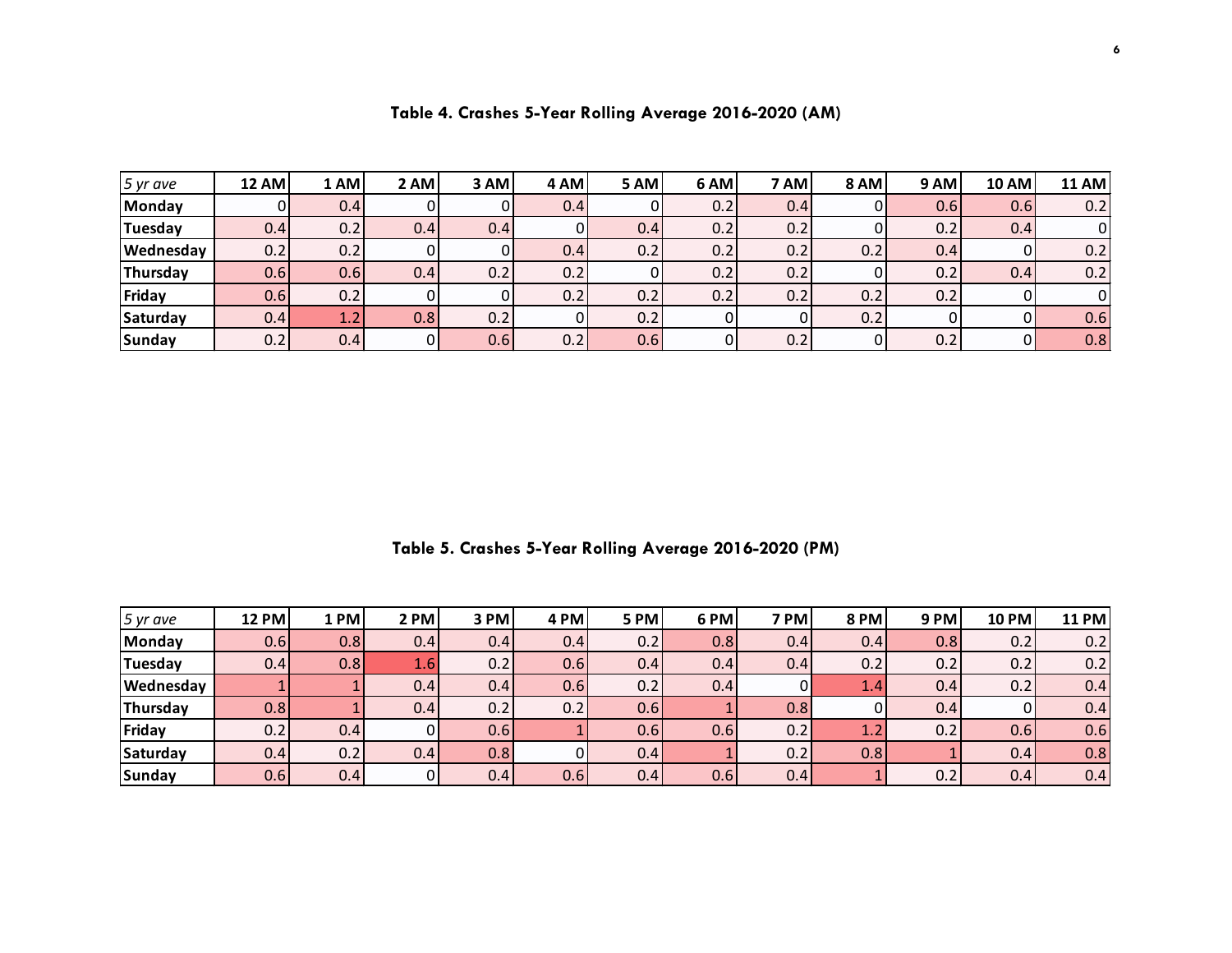### Table 4. Crashes 5-Year Rolling Average 2016-2020 (AM)

| *5 yr ave* | 12 AM | 1 AM | 2 AM | 3 AM | 4 AM | 5 AM | 6 AM | 7 AM | 8 AM | 9 AM | 10 AM | 11 AM |
|---|---|---|---|---|---|---|---|---|---|---|---|---|
| **Monday** | 0 | 0.4 | 0 | 0 | 0.4 | 0 | 0.2 | 0.4 | 0 | 0.6 | 0.6 | 0.2 |
| **Tuesday** | 0.4 | 0.2 | 0.4 | 0.4 | 0 | 0.4 | 0.2 | 0.2 | 0 | 0.2 | 0.4 | 0 |
| **Wednesday** | 0.2 | 0.2 | 0 | 0 | 0.4 | 0.2 | 0.2 | 0.2 | 0.2 | 0.4 | 0 | 0.2 |
| **Thursday** | 0.6 | 0.6 | 0.4 | 0.2 | 0.2 | 0 | 0.2 | 0.2 | 0 | 0.2 | 0.4 | 0.2 |
| **Friday** | 0.6 | 0.2 | 0 | 0 | 0.2 | 0.2 | 0.2 | 0.2 | 0.2 | 0.2 | 0 | 0 |
| **Saturday** | 0.4 | 1.2 | 0.8 | 0.2 | 0 | 0.2 | 0 | 0 | 0.2 | 0 | 0 | 0.6 |
| **Sunday** | 0.2 | 0.4 | 0 | 0.6 | 0.2 | 0.6 | 0 | 0.2 | 0 | 0.2 | 0 | 0.8 |

### Table 5. Crashes 5-Year Rolling Average 2016-2020 (PM)

| *5 yr ave* | 12 PM | 1 PM | 2 PM | 3 PM | 4 PM | 5 PM | 6 PM | 7 PM | 8 PM | 9 PM | 10 PM | 11 PM |
|---|---|---|---|---|---|---|---|---|---|---|---|---|
| **Monday** | 0.6 | 0.8 | 0.4 | 0.4 | 0.4 | 0.2 | 0.8 | 0.4 | 0.4 | 0.8 | 0.2 | 0.2 |
| **Tuesday** | 0.4 | 0.8 | 1.6 | 0.2 | 0.6 | 0.4 | 0.4 | 0.4 | 0.2 | 0.2 | 0.2 | 0.2 |
| **Wednesday** | 1 | 1 | 0.4 | 0.4 | 0.6 | 0.2 | 0.4 | 0 | 1.4 | 0.4 | 0.2 | 0.4 |
| **Thursday** | 0.8 | 1 | 0.4 | 0.2 | 0.2 | 0.6 | 1 | 0.8 | 0 | 0.4 | 0 | 0.4 |
| **Friday** | 0.2 | 0.4 | 0 | 0.6 | 1 | 0.6 | 0.6 | 0.2 | 1.2 | 0.2 | 0.6 | 0.6 |
| **Saturday** | 0.4 | 0.2 | 0.4 | 0.8 | 0 | 0.4 | 1 | 0.2 | 0.8 | 1 | 0.4 | 0.8 |
| **Sunday** | 0.6 | 0.4 | 0 | 0.4 | 0.6 | 0.4 | 0.6 | 0.4 | 1 | 0.2 | 0.4 | 0.4 |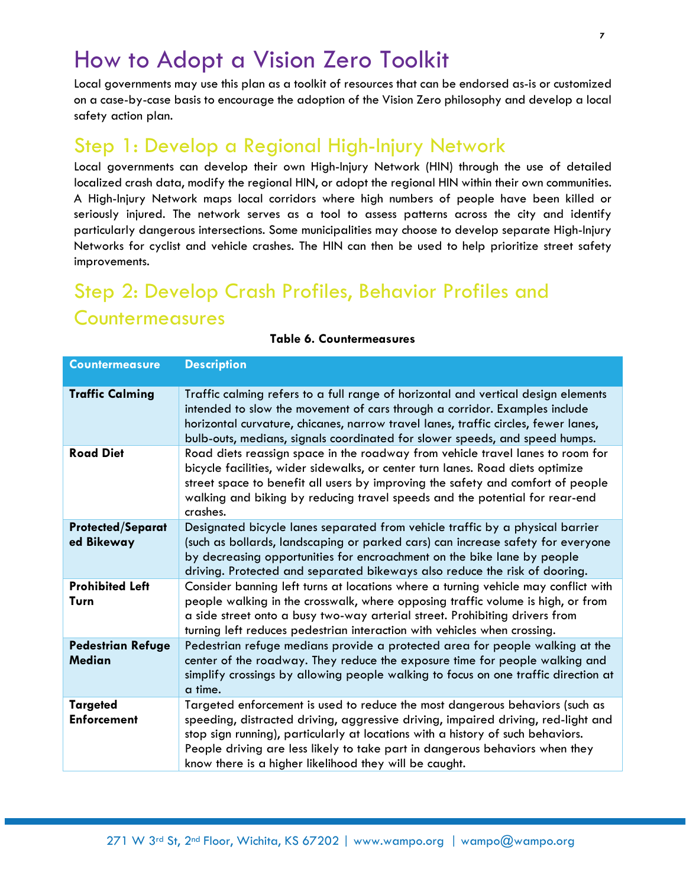# How to Adopt a Vision Zero Toolkit

Local governments may use this plan as a toolkit of resources that can be endorsed as-is or customized on a case-by-case basis to encourage the adoption of the Vision Zero philosophy and develop a local safety action plan.

## Step 1: Develop a Regional High-Injury Network

Local governments can develop their own High-Injury Network (HIN) through the use of detailed localized crash data, modify the regional HIN, or adopt the regional HIN within their own communities. A High-Injury Network maps local corridors where high numbers of people have been killed or seriously injured. The network serves as a tool to assess patterns across the city and identify particularly dangerous intersections. Some municipalities may choose to develop separate High-Injury Networks for cyclist and vehicle crashes. The HIN can then be used to help prioritize street safety improvements.

## Step 2: Develop Crash Profiles, Behavior Profiles and Countermeasures

**Table 6. Countermeasures**

| Countermeasure | Description |
|---|---|
| **Traffic Calming** | Traffic calming refers to a full range of horizontal and vertical design elements intended to slow the movement of cars through a corridor. Examples include horizontal curvature, chicanes, narrow travel lanes, traffic circles, fewer lanes, bulb-outs, medians, signals coordinated for slower speeds, and speed humps. |
| **Road Diet** | Road diets reassign space in the roadway from vehicle travel lanes to room for bicycle facilities, wider sidewalks, or center turn lanes. Road diets optimize street space to benefit all users by improving the safety and comfort of people walking and biking by reducing travel speeds and the potential for rear-end crashes. |
| **Protected/Separated Bikeway** | Designated bicycle lanes separated from vehicle traffic by a physical barrier (such as bollards, landscaping or parked cars) can increase safety for everyone by decreasing opportunities for encroachment on the bike lane by people driving. Protected and separated bikeways also reduce the risk of dooring. |
| **Prohibited Left Turn** | Consider banning left turns at locations where a turning vehicle may conflict with people walking in the crosswalk, where opposing traffic volume is high, or from a side street onto a busy two-way arterial street. Prohibiting drivers from turning left reduces pedestrian interaction with vehicles when crossing. |
| **Pedestrian Refuge Median** | Pedestrian refuge medians provide a protected area for people walking at the center of the roadway. They reduce the exposure time for people walking and simplify crossings by allowing people walking to focus on one traffic direction at a time. |
| **Targeted Enforcement** | Targeted enforcement is used to reduce the most dangerous behaviors (such as speeding, distracted driving, aggressive driving, impaired driving, red-light and stop sign running), particularly at locations with a history of such behaviors. People driving are less likely to take part in dangerous behaviors when they know there is a higher likelihood they will be caught. |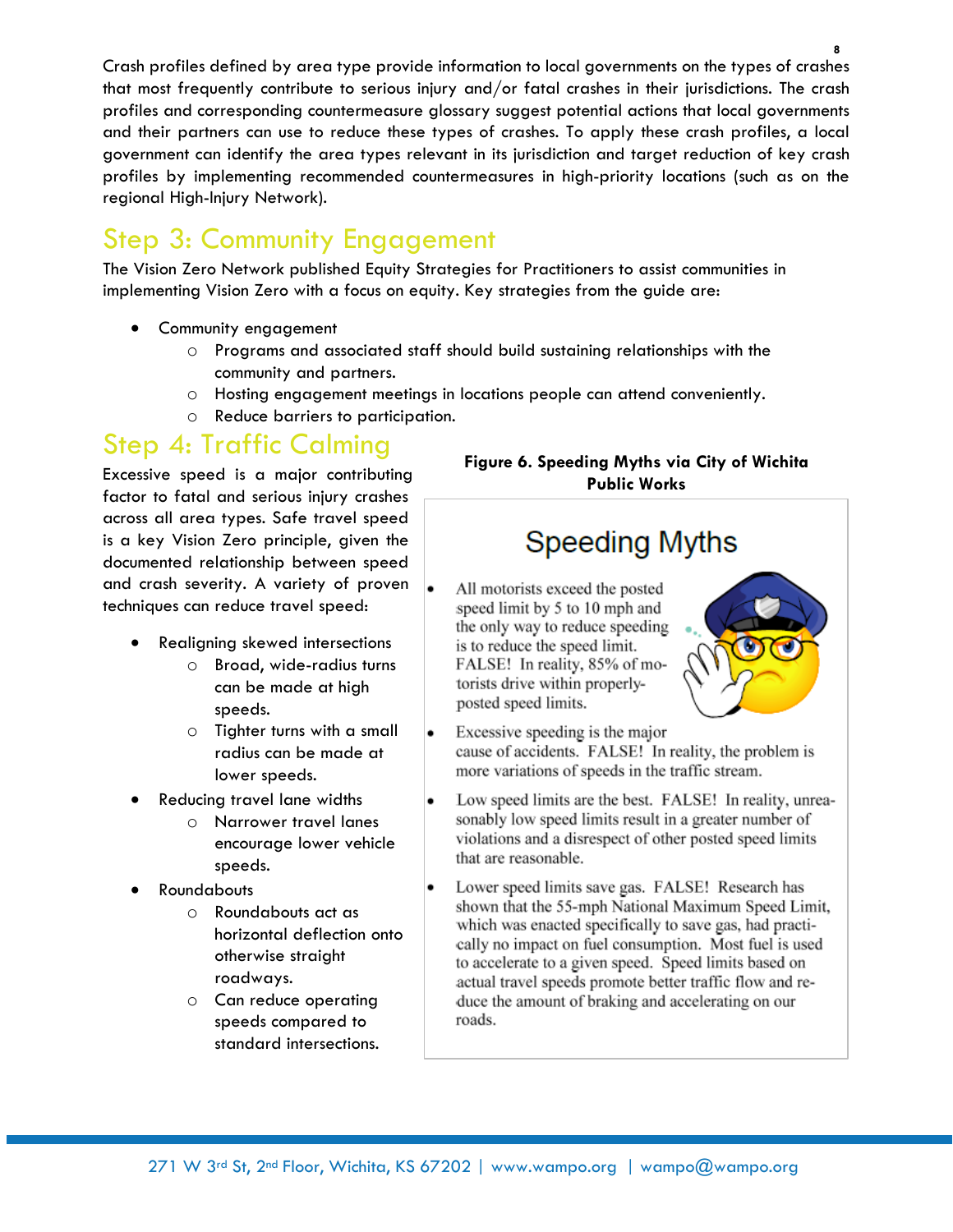Crash profiles defined by area type provide information to local governments on the types of crashes that most frequently contribute to serious injury and/or fatal crashes in their jurisdictions. The crash profiles and corresponding countermeasure glossary suggest potential actions that local governments and their partners can use to reduce these types of crashes. To apply these crash profiles, a local government can identify the area types relevant in its jurisdiction and target reduction of key crash profiles by implementing recommended countermeasures in high-priority locations (such as on the regional High-Injury Network).

## Step 3: Community Engagement

The Vision Zero Network published Equity Strategies for Practitioners to assist communities in implementing Vision Zero with a focus on equity. Key strategies from the guide are:

- Community engagement
    - Programs and associated staff should build sustaining relationships with the community and partners.
    - Hosting engagement meetings in locations people can attend conveniently.
    - Reduce barriers to participation.

## Step 4: Traffic Calming

Excessive speed is a major contributing factor to fatal and serious injury crashes across all area types. Safe travel speed is a key Vision Zero principle, given the documented relationship between speed and crash severity. A variety of proven techniques can reduce travel speed:

- Realigning skewed intersections
    - Broad, wide-radius turns can be made at high speeds.
    - Tighter turns with a small radius can be made at lower speeds.
- Reducing travel lane widths
    - Narrower travel lanes encourage lower vehicle speeds.
- Roundabouts
    - Roundabouts act as horizontal deflection onto otherwise straight roadways.
    - Can reduce operating speeds compared to standard intersections.

**Figure 6. Speeding Myths via City of Wichita Public Works**

### Speeding Myths

- All motorists exceed the posted speed limit by 5 to 10 mph and the only way to reduce speeding is to reduce the speed limit. FALSE! In reality, 85% of motorists drive within properly-posted speed limits.
- Excessive speeding is the major cause of accidents. FALSE! In reality, the problem is more variations of speeds in the traffic stream.
- Low speed limits are the best. FALSE! In reality, unreasonably low speed limits result in a greater number of violations and a disrespect of other posted speed limits that are reasonable.
- Lower speed limits save gas. FALSE! Research has shown that the 55-mph National Maximum Speed Limit, which was enacted specifically to save gas, had practically no impact on fuel consumption. Most fuel is used to accelerate to a given speed. Speed limits based on actual travel speeds promote better traffic flow and reduce the amount of braking and accelerating on our roads.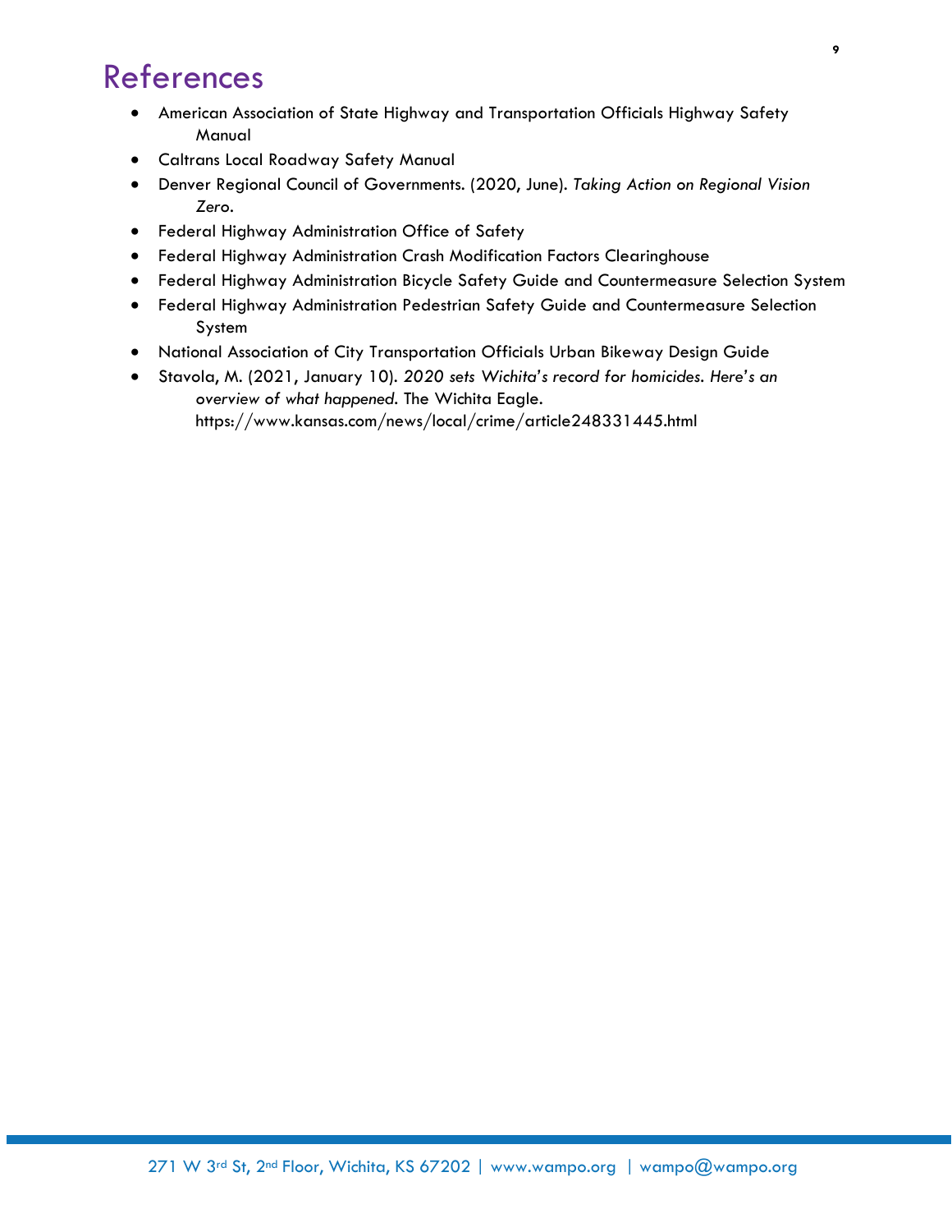# References

- American Association of State Highway and Transportation Officials Highway Safety Manual
- Caltrans Local Roadway Safety Manual
- Denver Regional Council of Governments. (2020, June). *Taking Action on Regional Vision Zero*.
- Federal Highway Administration Office of Safety
- Federal Highway Administration Crash Modification Factors Clearinghouse
- Federal Highway Administration Bicycle Safety Guide and Countermeasure Selection System
- Federal Highway Administration Pedestrian Safety Guide and Countermeasure Selection System
- National Association of City Transportation Officials Urban Bikeway Design Guide
- Stavola, M. (2021, January 10). *2020 sets Wichita's record for homicides. Here's an overview of what happened*. The Wichita Eagle. https://www.kansas.com/news/local/crime/article248331445.html